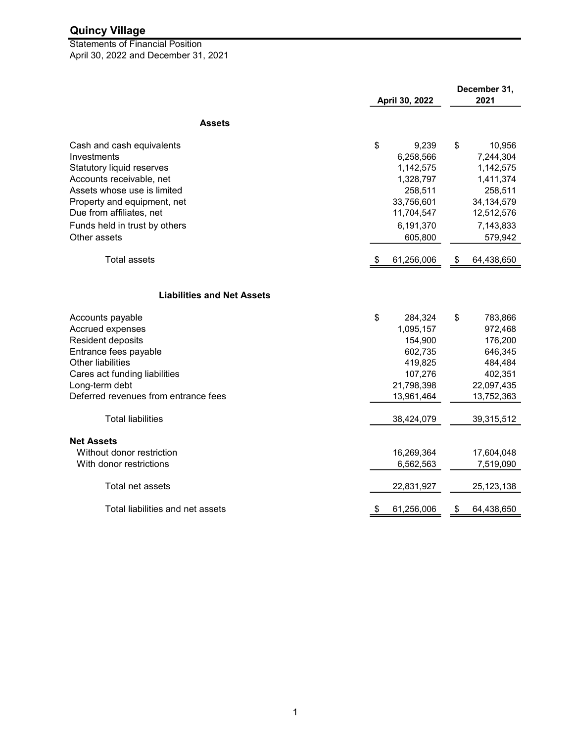# Quincy Village

Statements of Financial Position
April 30, 2022 and December 31, 2021

| | April 30, 2022 | December 31, 2021 |
|---|---|---|
| **Assets** | | |
| Cash and cash equivalents | $ 9,239 | $ 10,956 |
| Investments | 6,258,566 | 7,244,304 |
| Statutory liquid reserves | 1,142,575 | 1,142,575 |
| Accounts receivable, net | 1,328,797 | 1,411,374 |
| Assets whose use is limited | 258,511 | 258,511 |
| Property and equipment, net | 33,756,601 | 34,134,579 |
| Due from affiliates, net | 11,704,547 | 12,512,576 |
| Funds held in trust by others | 6,191,370 | 7,143,833 |
| Other assets | 605,800 | 579,942 |
| Total assets | $ 61,256,006 | $ 64,438,650 |
| **Liabilities and Net Assets** | | |
| Accounts payable | $ 284,324 | $ 783,866 |
| Accrued expenses | 1,095,157 | 972,468 |
| Resident deposits | 154,900 | 176,200 |
| Entrance fees payable | 602,735 | 646,345 |
| Other liabilities | 419,825 | 484,484 |
| Cares act funding liabilities | 107,276 | 402,351 |
| Long-term debt | 21,798,398 | 22,097,435 |
| Deferred revenues from entrance fees | 13,961,464 | 13,752,363 |
| Total liabilities | 38,424,079 | 39,315,512 |
| **Net Assets** | | |
| Without donor restriction | 16,269,364 | 17,604,048 |
| With donor restrictions | 6,562,563 | 7,519,090 |
| Total net assets | 22,831,927 | 25,123,138 |
| Total liabilities and net assets | $ 61,256,006 | $ 64,438,650 |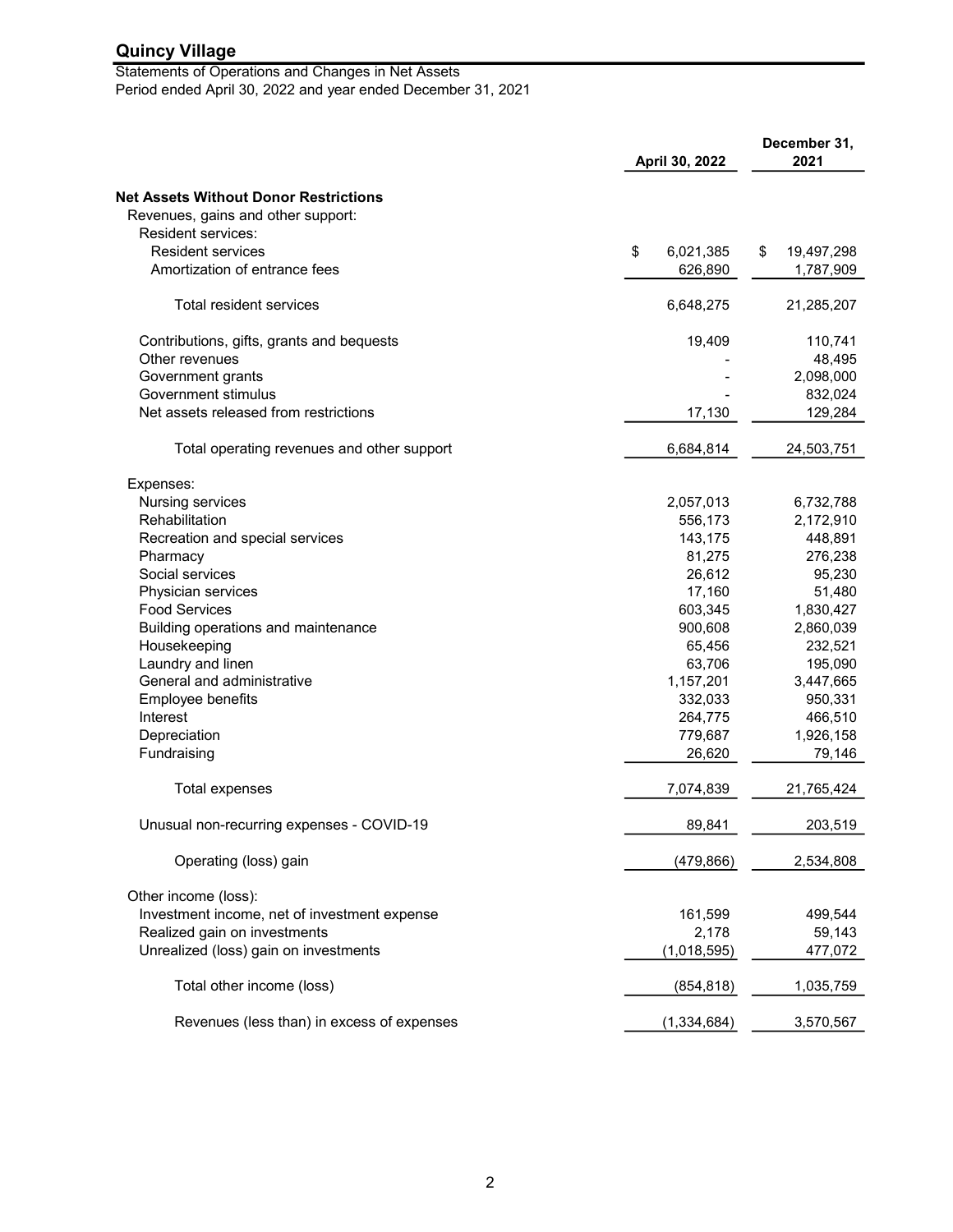# Quincy Village

Statements of Operations and Changes in Net Assets
Period ended April 30, 2022 and year ended December 31, 2021

| | April 30, 2022 | December 31, 2021 |
|---|---|---|
| **Net Assets Without Donor Restrictions** | | |
| Revenues, gains and other support: | | |
| Resident services: | | |
| Resident services | $ 6,021,385 | $ 19,497,298 |
| Amortization of entrance fees | 626,890 | 1,787,909 |
| Total resident services | 6,648,275 | 21,285,207 |
| Contributions, gifts, grants and bequests | 19,409 | 110,741 |
| Other revenues | - | 48,495 |
| Government grants | - | 2,098,000 |
| Government stimulus | - | 832,024 |
| Net assets released from restrictions | 17,130 | 129,284 |
| Total operating revenues and other support | 6,684,814 | 24,503,751 |
| Expenses: | | |
| Nursing services | 2,057,013 | 6,732,788 |
| Rehabilitation | 556,173 | 2,172,910 |
| Recreation and special services | 143,175 | 448,891 |
| Pharmacy | 81,275 | 276,238 |
| Social services | 26,612 | 95,230 |
| Physician services | 17,160 | 51,480 |
| Food Services | 603,345 | 1,830,427 |
| Building operations and maintenance | 900,608 | 2,860,039 |
| Housekeeping | 65,456 | 232,521 |
| Laundry and linen | 63,706 | 195,090 |
| General and administrative | 1,157,201 | 3,447,665 |
| Employee benefits | 332,033 | 950,331 |
| Interest | 264,775 | 466,510 |
| Depreciation | 779,687 | 1,926,158 |
| Fundraising | 26,620 | 79,146 |
| Total expenses | 7,074,839 | 21,765,424 |
| Unusual non-recurring expenses - COVID-19 | 89,841 | 203,519 |
| Operating (loss) gain | (479,866) | 2,534,808 |
| Other income (loss): | | |
| Investment income, net of investment expense | 161,599 | 499,544 |
| Realized gain on investments | 2,178 | 59,143 |
| Unrealized (loss) gain on investments | (1,018,595) | 477,072 |
| Total other income (loss) | (854,818) | 1,035,759 |
| Revenues (less than) in excess of expenses | (1,334,684) | 3,570,567 |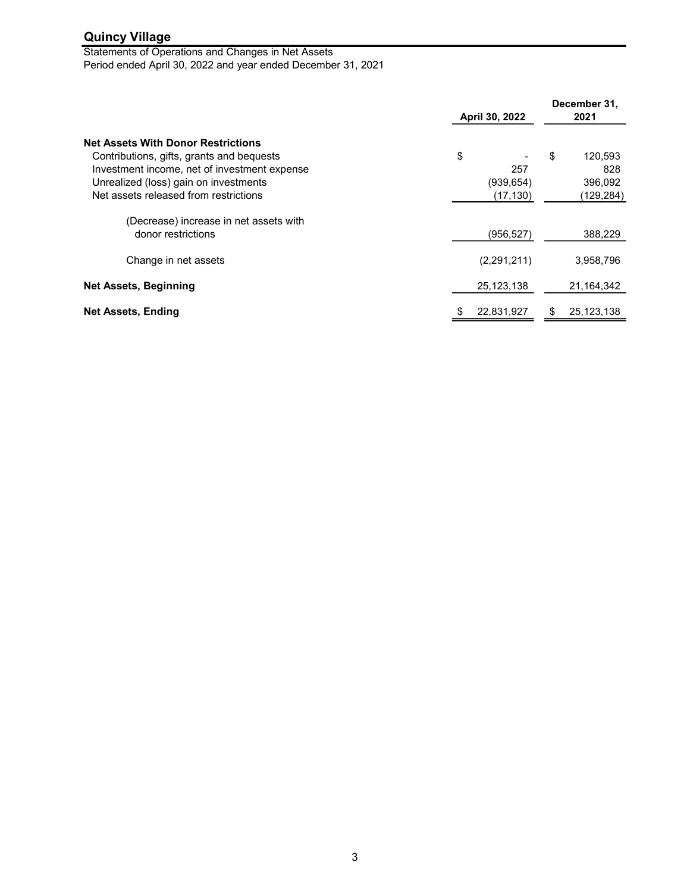## Quincy Village

Statements of Operations and Changes in Net Assets
Period ended April 30, 2022 and year ended December 31, 2021

| | April 30, 2022 | December 31, 2021 |
|---|---|---|
| **Net Assets With Donor Restrictions** | | |
| Contributions, gifts, grants and bequests | $ - | $ 120,593 |
| Investment income, net of investment expense | 257 | 828 |
| Unrealized (loss) gain on investments | (939,654) | 396,092 |
| Net assets released from restrictions | (17,130) | (129,284) |
| (Decrease) increase in net assets with donor restrictions | (956,527) | 388,229 |
| Change in net assets | (2,291,211) | 3,958,796 |
| **Net Assets, Beginning** | 25,123,138 | 21,164,342 |
| **Net Assets, Ending** | $ 22,831,927 | $ 25,123,138 |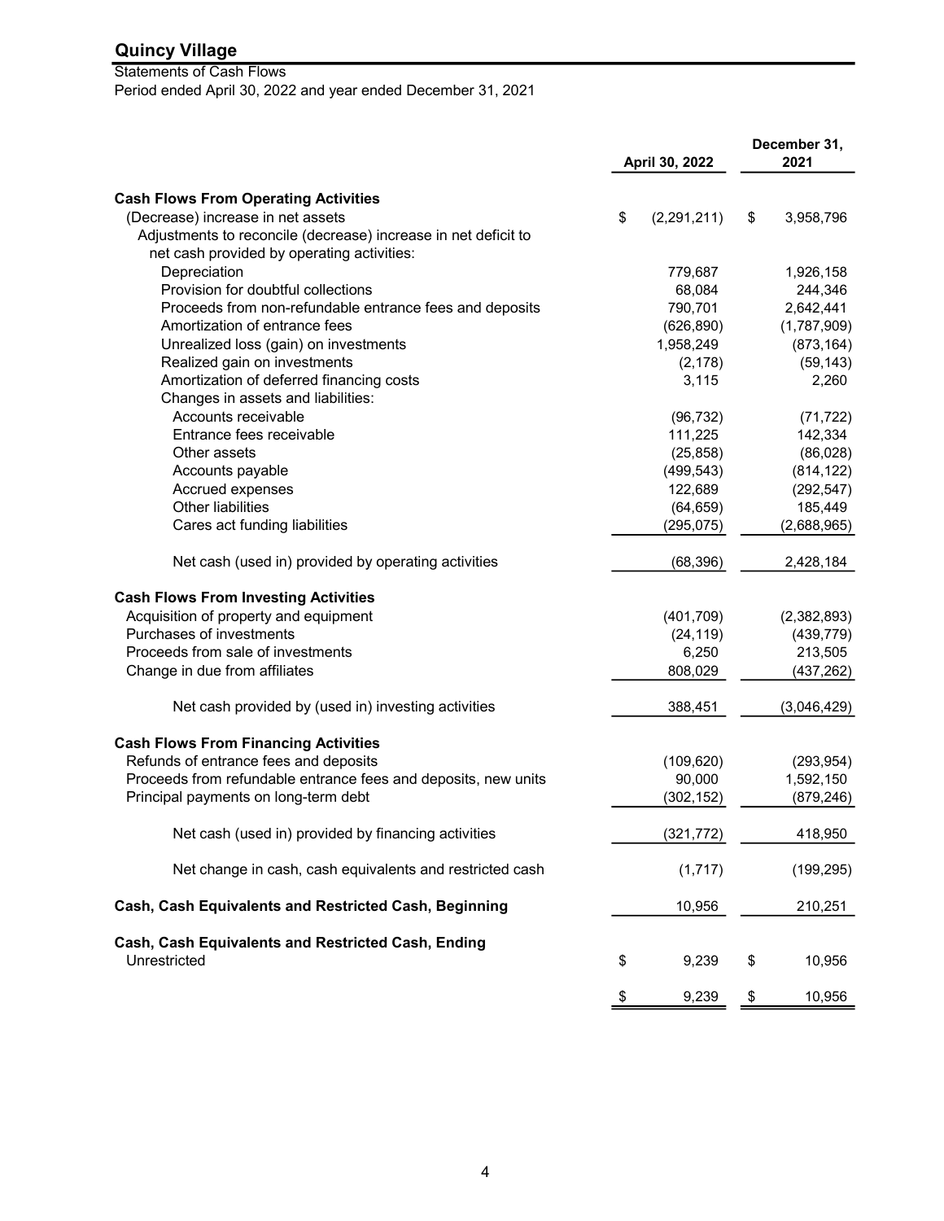# Quincy Village

Statements of Cash Flows
Period ended April 30, 2022 and year ended December 31, 2021

| | April 30, 2022 | December 31, 2021 |
|---|---|---|
| **Cash Flows From Operating Activities** | | |
| (Decrease) increase in net assets | $ (2,291,211) | $ 3,958,796 |
| Adjustments to reconcile (decrease) increase in net deficit to net cash provided by operating activities: | | |
| Depreciation | 779,687 | 1,926,158 |
| Provision for doubtful collections | 68,084 | 244,346 |
| Proceeds from non-refundable entrance fees and deposits | 790,701 | 2,642,441 |
| Amortization of entrance fees | (626,890) | (1,787,909) |
| Unrealized loss (gain) on investments | 1,958,249 | (873,164) |
| Realized gain on investments | (2,178) | (59,143) |
| Amortization of deferred financing costs | 3,115 | 2,260 |
| Changes in assets and liabilities: | | |
| Accounts receivable | (96,732) | (71,722) |
| Entrance fees receivable | 111,225 | 142,334 |
| Other assets | (25,858) | (86,028) |
| Accounts payable | (499,543) | (814,122) |
| Accrued expenses | 122,689 | (292,547) |
| Other liabilities | (64,659) | 185,449 |
| Cares act funding liabilities | (295,075) | (2,688,965) |
| Net cash (used in) provided by operating activities | (68,396) | 2,428,184 |
| **Cash Flows From Investing Activities** | | |
| Acquisition of property and equipment | (401,709) | (2,382,893) |
| Purchases of investments | (24,119) | (439,779) |
| Proceeds from sale of investments | 6,250 | 213,505 |
| Change in due from affiliates | 808,029 | (437,262) |
| Net cash provided by (used in) investing activities | 388,451 | (3,046,429) |
| **Cash Flows From Financing Activities** | | |
| Refunds of entrance fees and deposits | (109,620) | (293,954) |
| Proceeds from refundable entrance fees and deposits, new units | 90,000 | 1,592,150 |
| Principal payments on long-term debt | (302,152) | (879,246) |
| Net cash (used in) provided by financing activities | (321,772) | 418,950 |
| Net change in cash, cash equivalents and restricted cash | (1,717) | (199,295) |
| **Cash, Cash Equivalents and Restricted Cash, Beginning** | 10,956 | 210,251 |
| **Cash, Cash Equivalents and Restricted Cash, Ending** | | |
| Unrestricted | $ 9,239 | $ 10,956 |
| | $ 9,239 | $ 10,956 |